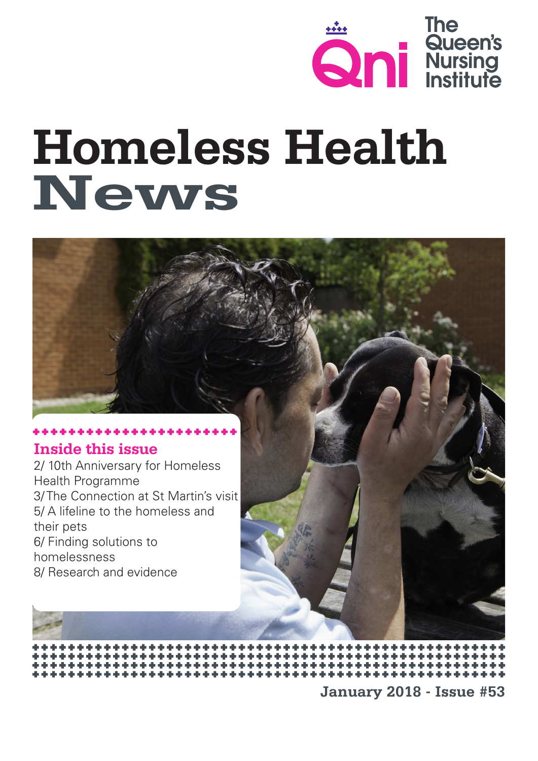The Queen's Nursing Institute

# Homeless Health News

## Inside this issue

2/ 10th Anniversary for Homeless Health Programme
3/ The Connection at St Martin's visit
5/ A lifeline to the homeless and their pets
6/ Finding solutions to homelessness
8/ Research and evidence

**January 2018 - Issue #53**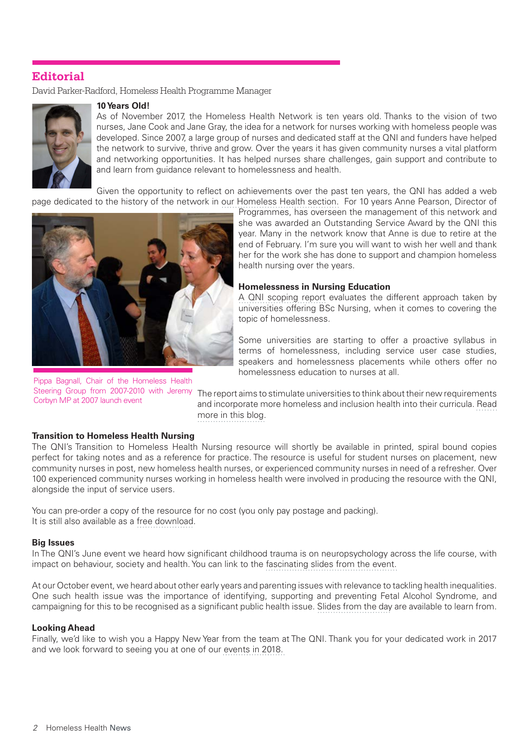## Editorial

David Parker-Radford, Homeless Health Programme Manager

**10 Years Old!**

As of November 2017, the Homeless Health Network is ten years old. Thanks to the vision of two nurses, Jane Cook and Jane Gray, the idea for a network for nurses working with homeless people was developed. Since 2007, a large group of nurses and dedicated staff at the QNI and funders have helped the network to survive, thrive and grow. Over the years it has given community nurses a vital platform and networking opportunities. It has helped nurses share challenges, gain support and contribute to and learn from guidance relevant to homelessness and health.

Given the opportunity to reflect on achievements over the past ten years, the QNI has added a web page dedicated to the history of the network in our Homeless Health section. For 10 years Anne Pearson, Director of Programmes, has overseen the management of this network and she was awarded an Outstanding Service Award by the QNI this year. Many in the network know that Anne is due to retire at the end of February. I'm sure you will want to wish her well and thank her for the work she has done to support and champion homeless health nursing over the years.

Pippa Bagnall, Chair of the Homeless Health Steering Group from 2007-2010 with Jeremy Corbyn MP at 2007 launch event

**Homelessness in Nursing Education**

A QNI scoping report evaluates the different approach taken by universities offering BSc Nursing, when it comes to covering the topic of homelessness.

Some universities are starting to offer a proactive syllabus in terms of homelessness, including service user case studies, speakers and homelessness placements while others offer no homelessness education to nurses at all.

The report aims to stimulate universities to think about their new requirements and incorporate more homeless and inclusion health into their curricula. Read more in this blog.

**Transition to Homeless Health Nursing**

The QNI's Transition to Homeless Health Nursing resource will shortly be available in printed, spiral bound copies perfect for taking notes and as a reference for practice. The resource is useful for student nurses on placement, new community nurses in post, new homeless health nurses, or experienced community nurses in need of a refresher. Over 100 experienced community nurses working in homeless health were involved in producing the resource with the QNI, alongside the input of service users.

You can pre-order a copy of the resource for no cost (you only pay postage and packing).
It is still also available as a free download.

**Big Issues**

In The QNI's June event we heard how significant childhood trauma is on neuropsychology across the life course, with impact on behaviour, society and health. You can link to the fascinating slides from the event.

At our October event, we heard about other early years and parenting issues with relevance to tackling health inequalities. One such health issue was the importance of identifying, supporting and preventing Fetal Alcohol Syndrome, and campaigning for this to be recognised as a significant public health issue. Slides from the day are available to learn from.

**Looking Ahead**

Finally, we'd like to wish you a Happy New Year from the team at The QNI. Thank you for your dedicated work in 2017 and we look forward to seeing you at one of our events in 2018.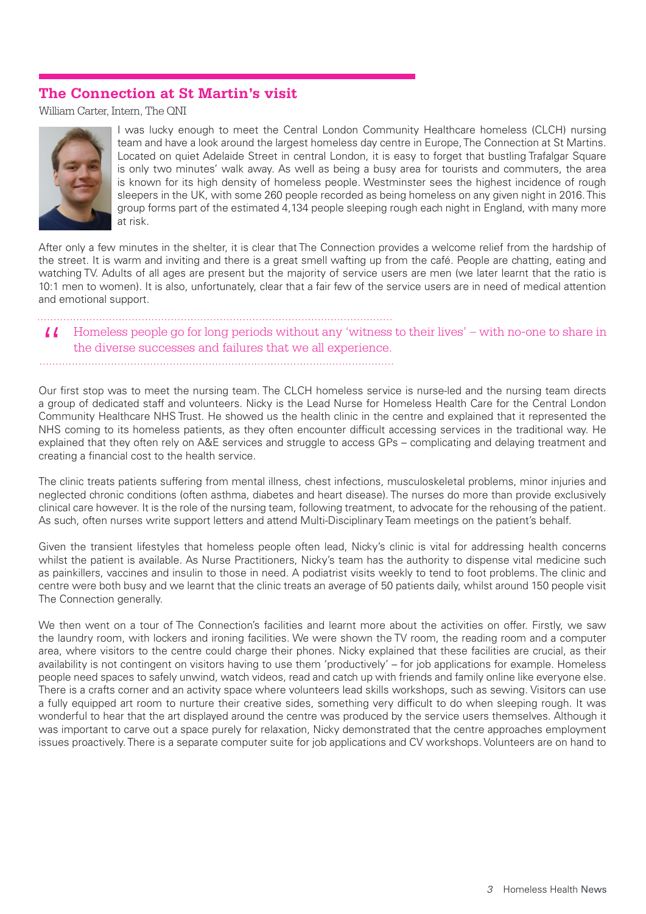## The Connection at St Martin's visit

William Carter, Intern, The QNI

I was lucky enough to meet the Central London Community Healthcare homeless (CLCH) nursing team and have a look around the largest homeless day centre in Europe, The Connection at St Martins. Located on quiet Adelaide Street in central London, it is easy to forget that bustling Trafalgar Square is only two minutes' walk away. As well as being a busy area for tourists and commuters, the area is known for its high density of homeless people. Westminster sees the highest incidence of rough sleepers in the UK, with some 260 people recorded as being homeless on any given night in 2016. This group forms part of the estimated 4,134 people sleeping rough each night in England, with many more at risk.

After only a few minutes in the shelter, it is clear that The Connection provides a welcome relief from the hardship of the street. It is warm and inviting and there is a great smell wafting up from the café. People are chatting, eating and watching TV. Adults of all ages are present but the majority of service users are men (we later learnt that the ratio is 10:1 men to women). It is also, unfortunately, clear that a fair few of the service users are in need of medical attention and emotional support.

> "Homeless people go for long periods without any 'witness to their lives' – with no-one to share in the diverse successes and failures that we all experience.

Our first stop was to meet the nursing team. The CLCH homeless service is nurse-led and the nursing team directs a group of dedicated staff and volunteers. Nicky is the Lead Nurse for Homeless Health Care for the Central London Community Healthcare NHS Trust. He showed us the health clinic in the centre and explained that it represented the NHS coming to its homeless patients, as they often encounter difficult accessing services in the traditional way. He explained that they often rely on A&E services and struggle to access GPs – complicating and delaying treatment and creating a financial cost to the health service.

The clinic treats patients suffering from mental illness, chest infections, musculoskeletal problems, minor injuries and neglected chronic conditions (often asthma, diabetes and heart disease). The nurses do more than provide exclusively clinical care however. It is the role of the nursing team, following treatment, to advocate for the rehousing of the patient. As such, often nurses write support letters and attend Multi-Disciplinary Team meetings on the patient's behalf.

Given the transient lifestyles that homeless people often lead, Nicky's clinic is vital for addressing health concerns whilst the patient is available. As Nurse Practitioners, Nicky's team has the authority to dispense vital medicine such as painkillers, vaccines and insulin to those in need. A podiatrist visits weekly to tend to foot problems. The clinic and centre were both busy and we learnt that the clinic treats an average of 50 patients daily, whilst around 150 people visit The Connection generally.

We then went on a tour of The Connection's facilities and learnt more about the activities on offer. Firstly, we saw the laundry room, with lockers and ironing facilities. We were shown the TV room, the reading room and a computer area, where visitors to the centre could charge their phones. Nicky explained that these facilities are crucial, as their availability is not contingent on visitors having to use them 'productively' – for job applications for example. Homeless people need spaces to safely unwind, watch videos, read and catch up with friends and family online like everyone else. There is a crafts corner and an activity space where volunteers lead skills workshops, such as sewing. Visitors can use a fully equipped art room to nurture their creative sides, something very difficult to do when sleeping rough. It was wonderful to hear that the art displayed around the centre was produced by the service users themselves. Although it was important to carve out a space purely for relaxation, Nicky demonstrated that the centre approaches employment issues proactively. There is a separate computer suite for job applications and CV workshops. Volunteers are on hand to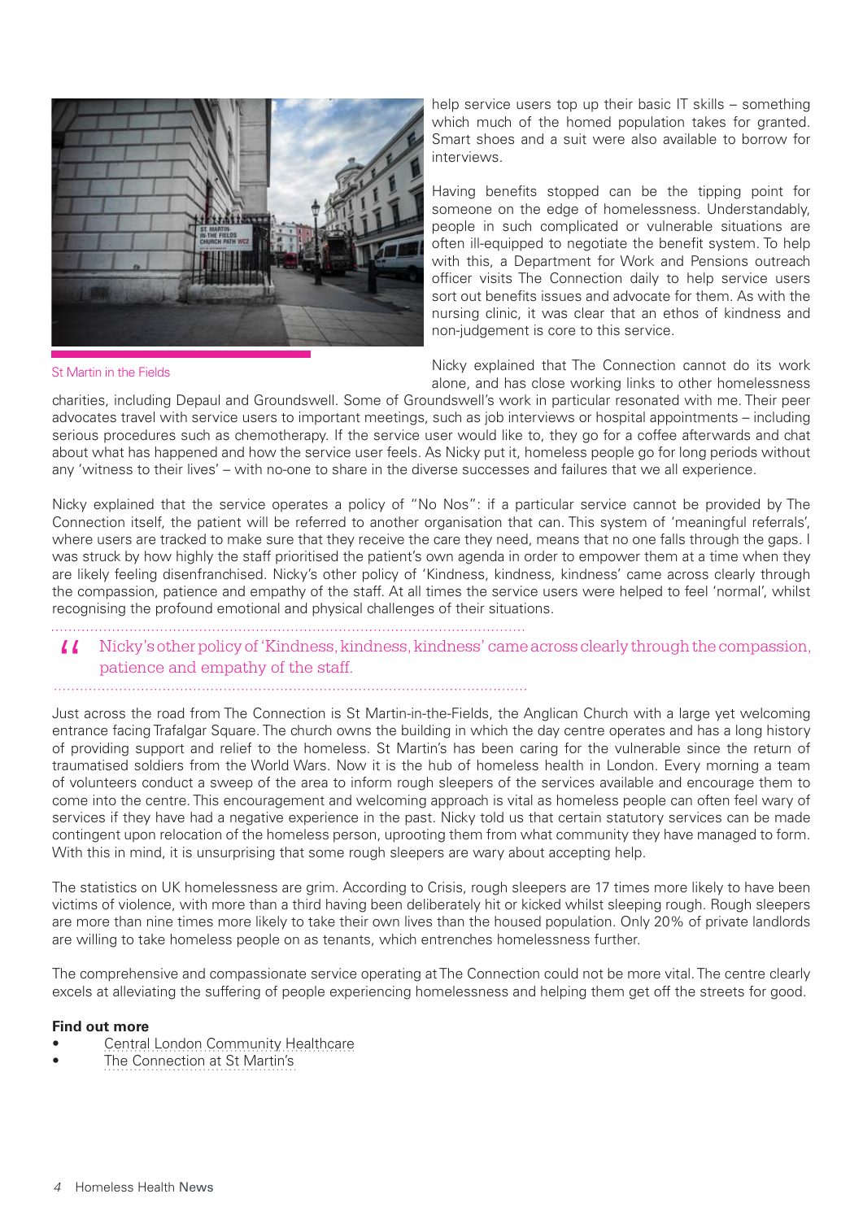St Martin in the Fields

help service users top up their basic IT skills – something which much of the homed population takes for granted. Smart shoes and a suit were also available to borrow for interviews.

Having benefits stopped can be the tipping point for someone on the edge of homelessness. Understandably, people in such complicated or vulnerable situations are often ill-equipped to negotiate the benefit system. To help with this, a Department for Work and Pensions outreach officer visits The Connection daily to help service users sort out benefits issues and advocate for them. As with the nursing clinic, it was clear that an ethos of kindness and non-judgement is core to this service.

Nicky explained that The Connection cannot do its work alone, and has close working links to other homelessness charities, including Depaul and Groundswell. Some of Groundswell's work in particular resonated with me. Their peer advocates travel with service users to important meetings, such as job interviews or hospital appointments – including serious procedures such as chemotherapy. If the service user would like to, they go for a coffee afterwards and chat about what has happened and how the service user feels. As Nicky put it, homeless people go for long periods without any 'witness to their lives' – with no-one to share in the diverse successes and failures that we all experience.

Nicky explained that the service operates a policy of "No Nos": if a particular service cannot be provided by The Connection itself, the patient will be referred to another organisation that can. This system of 'meaningful referrals', where users are tracked to make sure that they receive the care they need, means that no one falls through the gaps. I was struck by how highly the staff prioritised the patient's own agenda in order to empower them at a time when they are likely feeling disenfranchised. Nicky's other policy of 'Kindness, kindness, kindness' came across clearly through the compassion, patience and empathy of the staff. At all times the service users were helped to feel 'normal', whilst recognising the profound emotional and physical challenges of their situations.

> "Nicky's other policy of 'Kindness, kindness, kindness' came across clearly through the compassion, patience and empathy of the staff.

Just across the road from The Connection is St Martin-in-the-Fields, the Anglican Church with a large yet welcoming entrance facing Trafalgar Square. The church owns the building in which the day centre operates and has a long history of providing support and relief to the homeless. St Martin's has been caring for the vulnerable since the return of traumatised soldiers from the World Wars. Now it is the hub of homeless health in London. Every morning a team of volunteers conduct a sweep of the area to inform rough sleepers of the services available and encourage them to come into the centre. This encouragement and welcoming approach is vital as homeless people can often feel wary of services if they have had a negative experience in the past. Nicky told us that certain statutory services can be made contingent upon relocation of the homeless person, uprooting them from what community they have managed to form. With this in mind, it is unsurprising that some rough sleepers are wary about accepting help.

The statistics on UK homelessness are grim. According to Crisis, rough sleepers are 17 times more likely to have been victims of violence, with more than a third having been deliberately hit or kicked whilst sleeping rough. Rough sleepers are more than nine times more likely to take their own lives than the housed population. Only 20% of private landlords are willing to take homeless people on as tenants, which entrenches homelessness further.

The comprehensive and compassionate service operating at The Connection could not be more vital. The centre clearly excels at alleviating the suffering of people experiencing homelessness and helping them get off the streets for good.

**Find out more**

- Central London Community Healthcare
- The Connection at St Martin's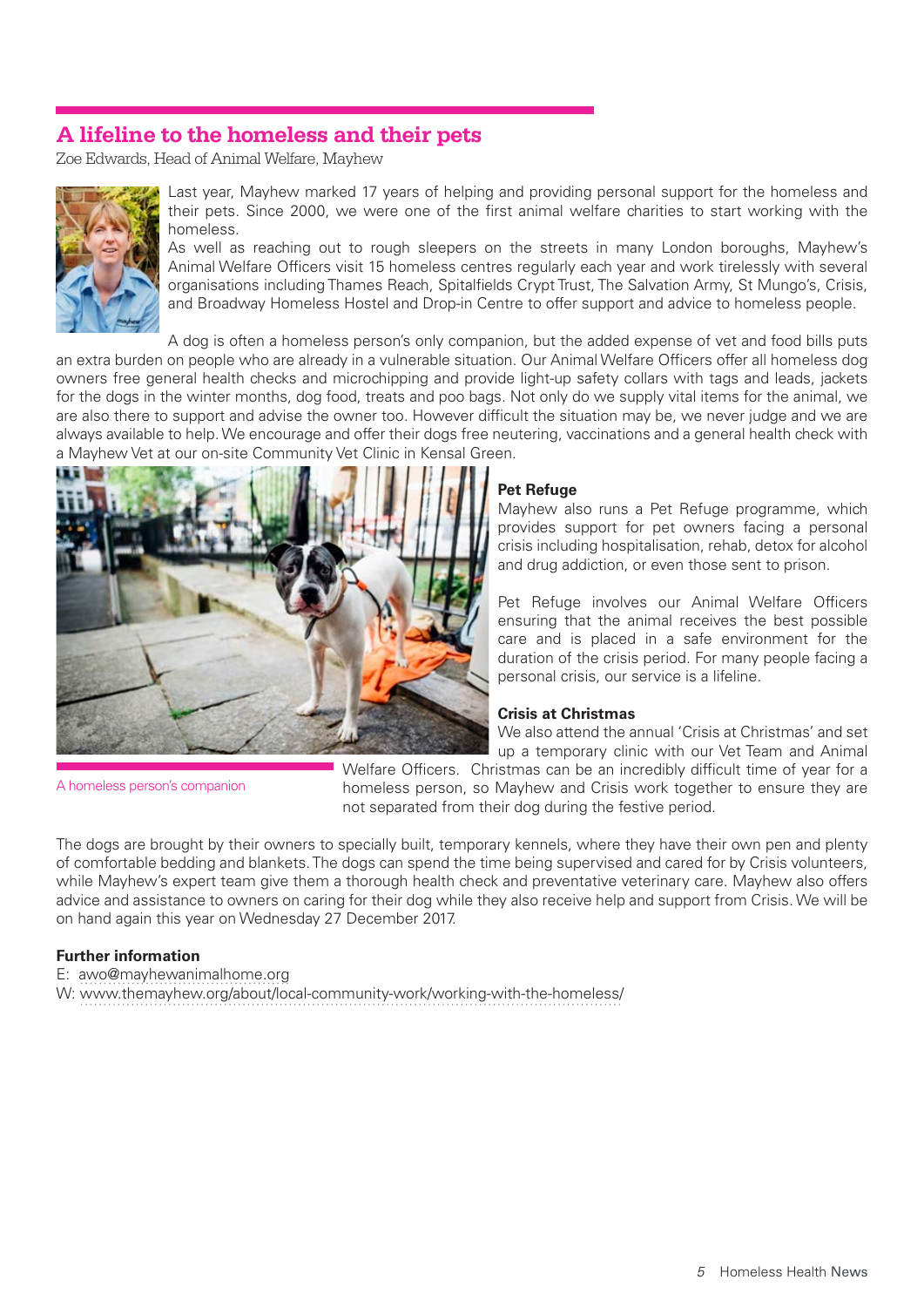## A lifeline to the homeless and their pets

Zoe Edwards, Head of Animal Welfare, Mayhew

Last year, Mayhew marked 17 years of helping and providing personal support for the homeless and their pets. Since 2000, we were one of the first animal welfare charities to start working with the homeless.

As well as reaching out to rough sleepers on the streets in many London boroughs, Mayhew's Animal Welfare Officers visit 15 homeless centres regularly each year and work tirelessly with several organisations including Thames Reach, Spitalfields Crypt Trust, The Salvation Army, St Mungo's, Crisis, and Broadway Homeless Hostel and Drop-in Centre to offer support and advice to homeless people.

A dog is often a homeless person's only companion, but the added expense of vet and food bills puts an extra burden on people who are already in a vulnerable situation. Our Animal Welfare Officers offer all homeless dog owners free general health checks and microchipping and provide light-up safety collars with tags and leads, jackets for the dogs in the winter months, dog food, treats and poo bags. Not only do we supply vital items for the animal, we are also there to support and advise the owner too. However difficult the situation may be, we never judge and we are always available to help. We encourage and offer their dogs free neutering, vaccinations and a general health check with a Mayhew Vet at our on-site Community Vet Clinic in Kensal Green.

A homeless person's companion

**Pet Refuge**

Mayhew also runs a Pet Refuge programme, which provides support for pet owners facing a personal crisis including hospitalisation, rehab, detox for alcohol and drug addiction, or even those sent to prison.

Pet Refuge involves our Animal Welfare Officers ensuring that the animal receives the best possible care and is placed in a safe environment for the duration of the crisis period. For many people facing a personal crisis, our service is a lifeline.

**Crisis at Christmas**

We also attend the annual 'Crisis at Christmas' and set up a temporary clinic with our Vet Team and Animal Welfare Officers. Christmas can be an incredibly difficult time of year for a homeless person, so Mayhew and Crisis work together to ensure they are not separated from their dog during the festive period.

The dogs are brought by their owners to specially built, temporary kennels, where they have their own pen and plenty of comfortable bedding and blankets. The dogs can spend the time being supervised and cared for by Crisis volunteers, while Mayhew's expert team give them a thorough health check and preventative veterinary care. Mayhew also offers advice and assistance to owners on caring for their dog while they also receive help and support from Crisis. We will be on hand again this year on Wednesday 27 December 2017.

**Further information**

E: awo@mayhewanimalhome.org
W: www.themayhew.org/about/local-community-work/working-with-the-homeless/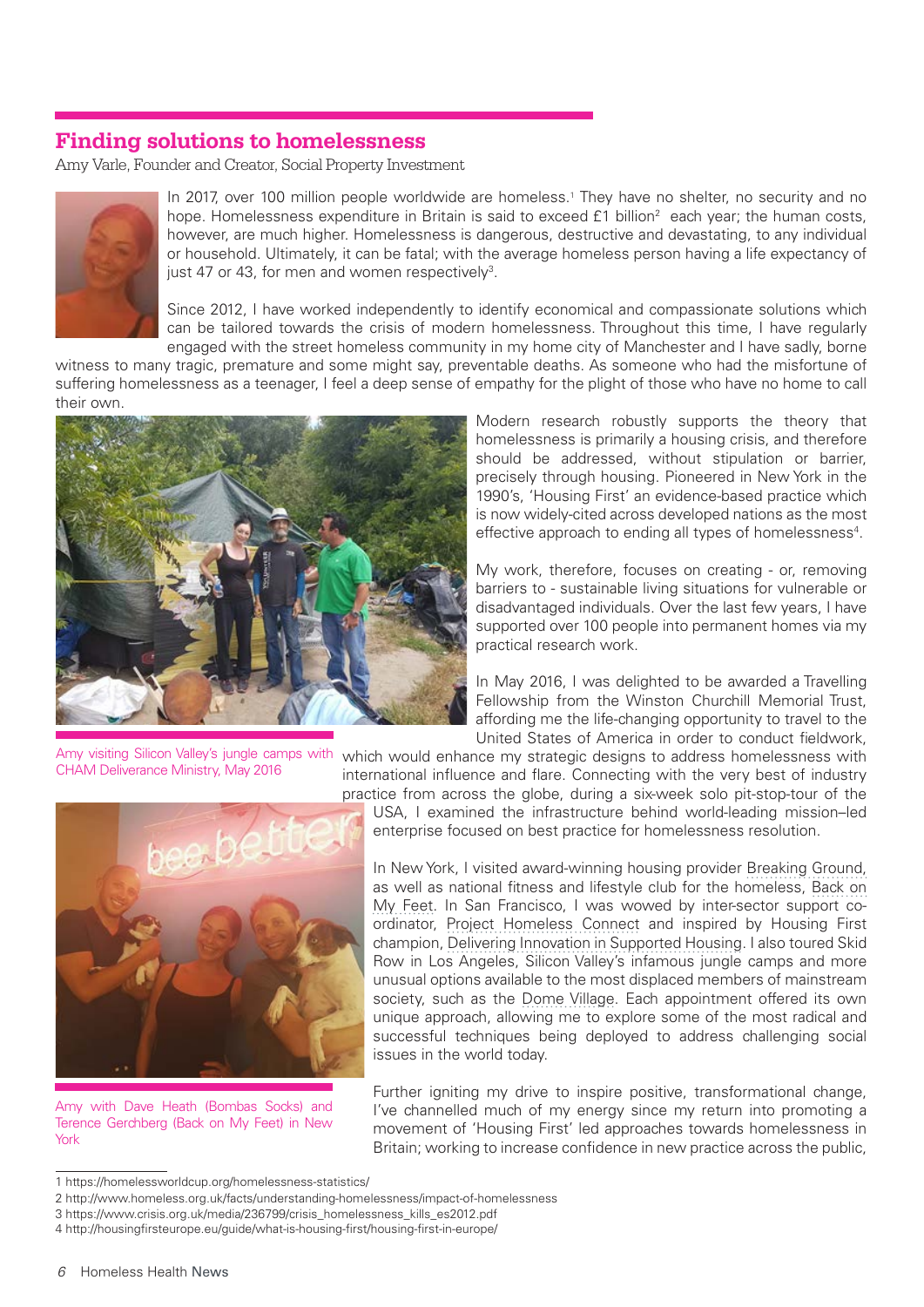## Finding solutions to homelessness

Amy Varle, Founder and Creator, Social Property Investment

In 2017, over 100 million people worldwide are homeless.[1] They have no shelter, no security and no hope. Homelessness expenditure in Britain is said to exceed £1 billion[2] each year; the human costs, however, are much higher. Homelessness is dangerous, destructive and devastating, to any individual or household. Ultimately, it can be fatal; with the average homeless person having a life expectancy of just 47 or 43, for men and women respectively[3].

Since 2012, I have worked independently to identify economical and compassionate solutions which can be tailored towards the crisis of modern homelessness. Throughout this time, I have regularly engaged with the street homeless community in my home city of Manchester and I have sadly, borne witness to many tragic, premature and some might say, preventable deaths. As someone who had the misfortune of suffering homelessness as a teenager, I feel a deep sense of empathy for the plight of those who have no home to call their own.

Modern research robustly supports the theory that homelessness is primarily a housing crisis, and therefore should be addressed, without stipulation or barrier, precisely through housing. Pioneered in New York in the 1990's, 'Housing First' an evidence-based practice which is now widely-cited across developed nations as the most effective approach to ending all types of homelessness[4].

My work, therefore, focuses on creating - or, removing barriers to - sustainable living situations for vulnerable or disadvantaged individuals. Over the last few years, I have supported over 100 people into permanent homes via my practical research work.

In May 2016, I was delighted to be awarded a Travelling Fellowship from the Winston Churchill Memorial Trust, affording me the life-changing opportunity to travel to the United States of America in order to conduct fieldwork, which would enhance my strategic designs to address homelessness with international influence and flare. Connecting with the very best of industry practice from across the globe, during a six-week solo pit-stop-tour of the USA, I examined the infrastructure behind world-leading mission–led enterprise focused on best practice for homelessness resolution.

Amy visiting Silicon Valley's jungle camps with CHAM Deliverance Ministry, May 2016

In New York, I visited award-winning housing provider Breaking Ground, as well as national fitness and lifestyle club for the homeless, Back on My Feet. In San Francisco, I was wowed by inter-sector support co-ordinator, Project Homeless Connect and inspired by Housing First champion, Delivering Innovation in Supported Housing. I also toured Skid Row in Los Angeles, Silicon Valley's infamous jungle camps and more unusual options available to the most displaced members of mainstream society, such as the Dome Village. Each appointment offered its own unique approach, allowing me to explore some of the most radical and successful techniques being deployed to address challenging social issues in the world today.

Amy with Dave Heath (Bombas Socks) and Terence Gerchberg (Back on My Feet) in New York

Further igniting my drive to inspire positive, transformational change, I've channelled much of my energy since my return into promoting a movement of 'Housing First' led approaches towards homelessness in Britain; working to increase confidence in new practice across the public,

1 https://homelessworldcup.org/homelessness-statistics/
2 http://www.homeless.org.uk/facts/understanding-homelessness/impact-of-homelessness
3 https://www.crisis.org.uk/media/236799/crisis_homelessness_kills_es2012.pdf
4 http://housingfirsteurope.eu/guide/what-is-housing-first/housing-first-in-europe/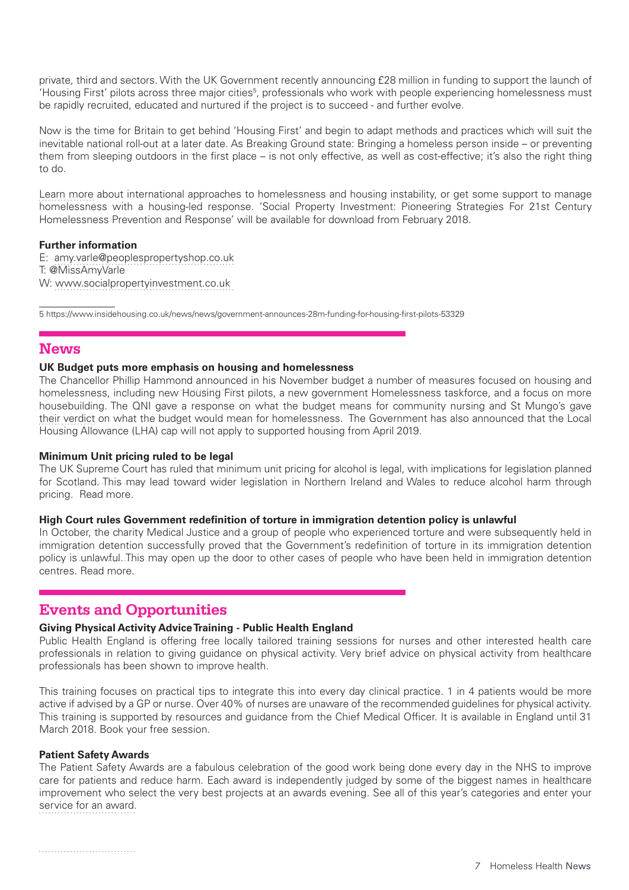private, third and sectors. With the UK Government recently announcing £28 million in funding to support the launch of 'Housing First' pilots across three major cities[5], professionals who work with people experiencing homelessness must be rapidly recruited, educated and nurtured if the project is to succeed - and further evolve.

Now is the time for Britain to get behind 'Housing First' and begin to adapt methods and practices which will suit the inevitable national roll-out at a later date. As Breaking Ground state: Bringing a homeless person inside – or preventing them from sleeping outdoors in the first place – is not only effective, as well as cost-effective; it's also the right thing to do.

Learn more about international approaches to homelessness and housing instability, or get some support to manage homelessness with a housing-led response. 'Social Property Investment: Pioneering Strategies For 21st Century Homelessness Prevention and Response' will be available for download from February 2018.

**Further information**

E: amy.varle@peoplespropertyshop.co.uk
T: @MissAmyVarle
W: www.socialpropertyinvestment.co.uk

5 https://www.insidehousing.co.uk/news/news/government-announces-28m-funding-for-housing-first-pilots-53329

## News

**UK Budget puts more emphasis on housing and homelessness**

The Chancellor Phillip Hammond announced in his November budget a number of measures focused on housing and homelessness, including new Housing First pilots, a new government Homelessness taskforce, and a focus on more housebuilding. The QNI gave a response on what the budget means for community nursing and St Mungo's gave their verdict on what the budget would mean for homelessness. The Government has also announced that the Local Housing Allowance (LHA) cap will not apply to supported housing from April 2019.

**Minimum Unit pricing ruled to be legal**

The UK Supreme Court has ruled that minimum unit pricing for alcohol is legal, with implications for legislation planned for Scotland. This may lead toward wider legislation in Northern Ireland and Wales to reduce alcohol harm through pricing. Read more.

**High Court rules Government redefinition of torture in immigration detention policy is unlawful**

In October, the charity Medical Justice and a group of people who experienced torture and were subsequently held in immigration detention successfully proved that the Government's redefinition of torture in its immigration detention policy is unlawful. This may open up the door to other cases of people who have been held in immigration detention centres. Read more.

## Events and Opportunities

**Giving Physical Activity Advice Training - Public Health England**

Public Health England is offering free locally tailored training sessions for nurses and other interested health care professionals in relation to giving guidance on physical activity. Very brief advice on physical activity from healthcare professionals has been shown to improve health.

This training focuses on practical tips to integrate this into every day clinical practice. 1 in 4 patients would be more active if advised by a GP or nurse. Over 40% of nurses are unaware of the recommended guidelines for physical activity. This training is supported by resources and guidance from the Chief Medical Officer. It is available in England until 31 March 2018. Book your free session.

**Patient Safety Awards**

The Patient Safety Awards are a fabulous celebration of the good work being done every day in the NHS to improve care for patients and reduce harm. Each award is independently judged by some of the biggest names in healthcare improvement who select the very best projects at an awards evening. See all of this year's categories and enter your service for an award.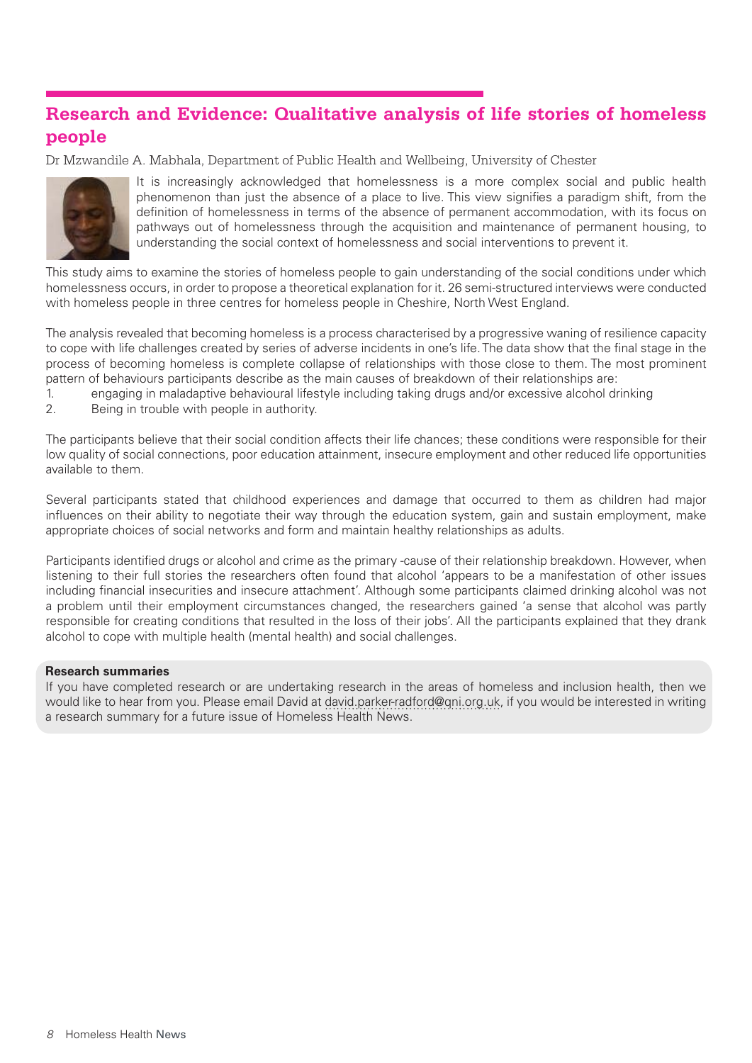## Research and Evidence: Qualitative analysis of life stories of homeless people

Dr Mzwandile A. Mabhala, Department of Public Health and Wellbeing, University of Chester

It is increasingly acknowledged that homelessness is a more complex social and public health phenomenon than just the absence of a place to live. This view signifies a paradigm shift, from the definition of homelessness in terms of the absence of permanent accommodation, with its focus on pathways out of homelessness through the acquisition and maintenance of permanent housing, to understanding the social context of homelessness and social interventions to prevent it.

This study aims to examine the stories of homeless people to gain understanding of the social conditions under which homelessness occurs, in order to propose a theoretical explanation for it. 26 semi-structured interviews were conducted with homeless people in three centres for homeless people in Cheshire, North West England.

The analysis revealed that becoming homeless is a process characterised by a progressive waning of resilience capacity to cope with life challenges created by series of adverse incidents in one's life. The data show that the final stage in the process of becoming homeless is complete collapse of relationships with those close to them. The most prominent pattern of behaviours participants describe as the main causes of breakdown of their relationships are:

1. engaging in maladaptive behavioural lifestyle including taking drugs and/or excessive alcohol drinking
2. Being in trouble with people in authority.

The participants believe that their social condition affects their life chances; these conditions were responsible for their low quality of social connections, poor education attainment, insecure employment and other reduced life opportunities available to them.

Several participants stated that childhood experiences and damage that occurred to them as children had major influences on their ability to negotiate their way through the education system, gain and sustain employment, make appropriate choices of social networks and form and maintain healthy relationships as adults.

Participants identified drugs or alcohol and crime as the primary -cause of their relationship breakdown. However, when listening to their full stories the researchers often found that alcohol 'appears to be a manifestation of other issues including financial insecurities and insecure attachment'. Although some participants claimed drinking alcohol was not a problem until their employment circumstances changed, the researchers gained 'a sense that alcohol was partly responsible for creating conditions that resulted in the loss of their jobs'. All the participants explained that they drank alcohol to cope with multiple health (mental health) and social challenges.

**Research summaries**

If you have completed research or are undertaking research in the areas of homeless and inclusion health, then we would like to hear from you. Please email David at david.parker-radford@qni.org.uk, if you would be interested in writing a research summary for a future issue of Homeless Health News.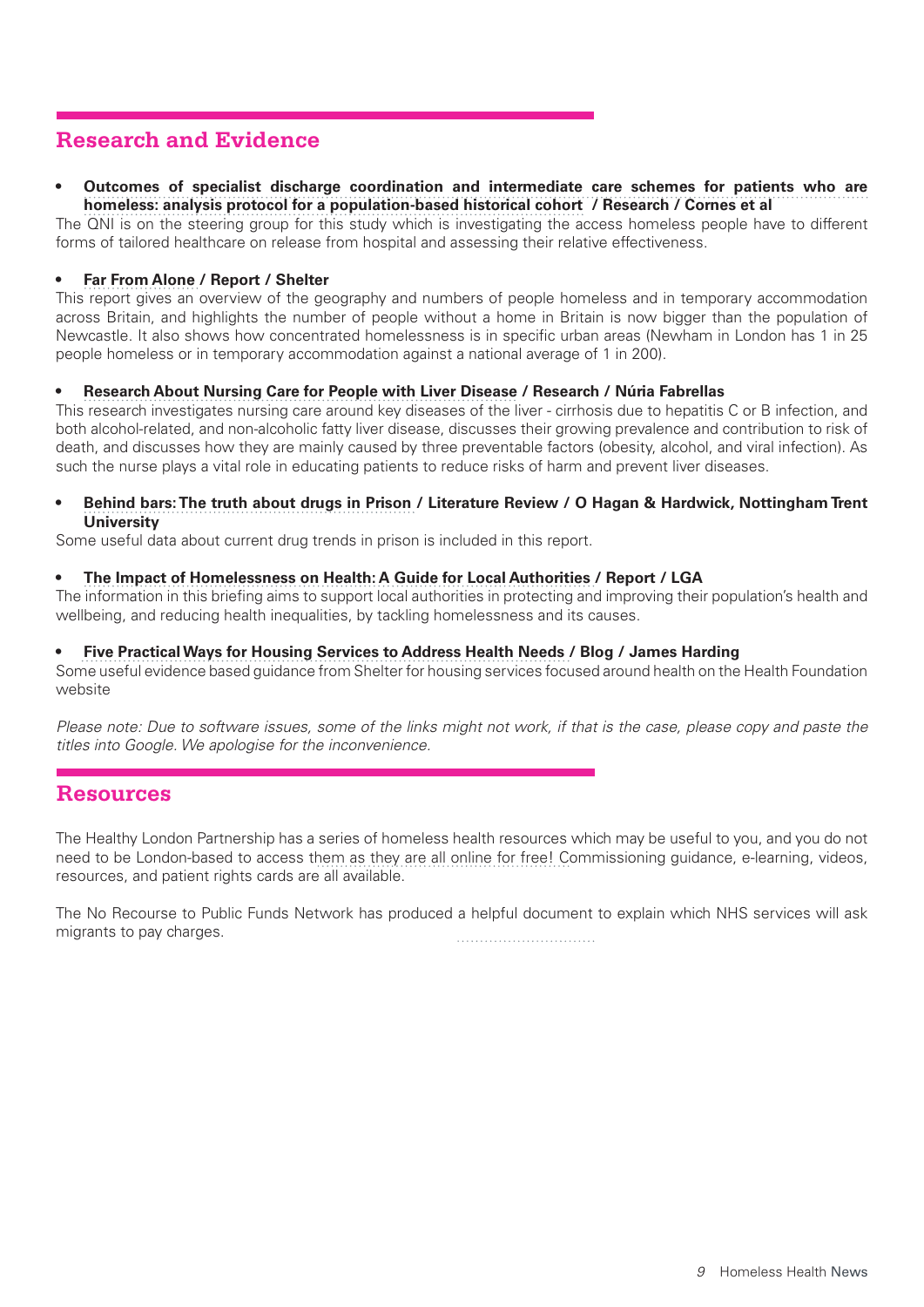## Research and Evidence

- **Outcomes of specialist discharge coordination and intermediate care schemes for patients who are homeless: analysis protocol for a population-based historical cohort / Research / Cornes et al**

The QNI is on the steering group for this study which is investigating the access homeless people have to different forms of tailored healthcare on release from hospital and assessing their relative effectiveness.

- **Far From Alone / Report / Shelter**

This report gives an overview of the geography and numbers of people homeless and in temporary accommodation across Britain, and highlights the number of people without a home in Britain is now bigger than the population of Newcastle. It also shows how concentrated homelessness is in specific urban areas (Newham in London has 1 in 25 people homeless or in temporary accommodation against a national average of 1 in 200).

- **Research About Nursing Care for People with Liver Disease / Research / Núria Fabrellas**

This research investigates nursing care around key diseases of the liver - cirrhosis due to hepatitis C or B infection, and both alcohol-related, and non-alcoholic fatty liver disease, discusses their growing prevalence and contribution to risk of death, and discusses how they are mainly caused by three preventable factors (obesity, alcohol, and viral infection). As such the nurse plays a vital role in educating patients to reduce risks of harm and prevent liver diseases.

- **Behind bars: The truth about drugs in Prison / Literature Review / O Hagan & Hardwick, Nottingham Trent University**

Some useful data about current drug trends in prison is included in this report.

- **The Impact of Homelessness on Health: A Guide for Local Authorities / Report / LGA**

The information in this briefing aims to support local authorities in protecting and improving their population's health and wellbeing, and reducing health inequalities, by tackling homelessness and its causes.

- **Five Practical Ways for Housing Services to Address Health Needs / Blog / James Harding**

Some useful evidence based guidance from Shelter for housing services focused around health on the Health Foundation website

*Please note: Due to software issues, some of the links might not work, if that is the case, please copy and paste the titles into Google. We apologise for the inconvenience.*

## Resources

The Healthy London Partnership has a series of homeless health resources which may be useful to you, and you do not need to be London-based to access them as they are all online for free! Commissioning guidance, e-learning, videos, resources, and patient rights cards are all available.

The No Recourse to Public Funds Network has produced a helpful document to explain which NHS services will ask migrants to pay charges.